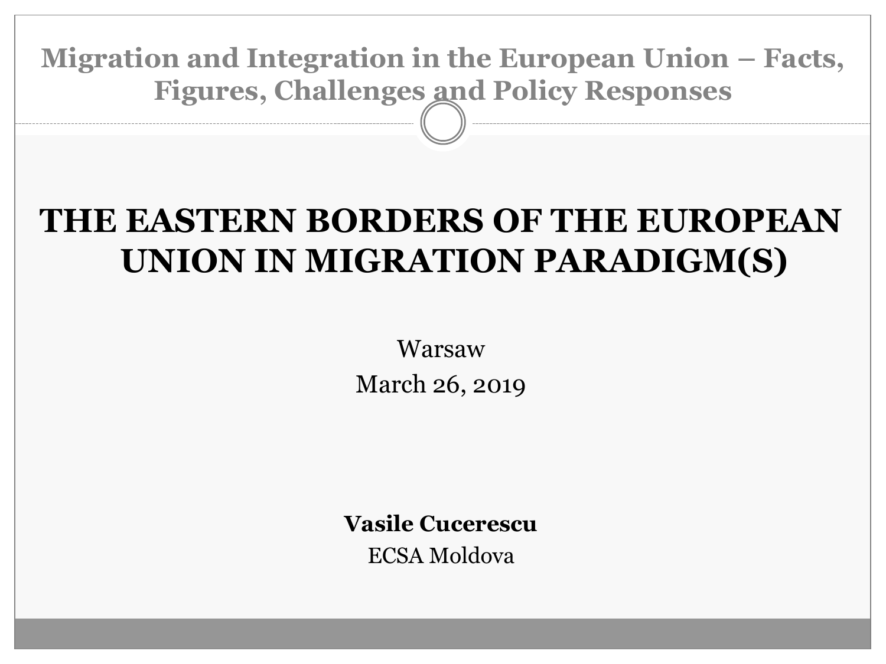Migration and Integration in the European Union – Facts, Figures, Challenges and Policy Responses

# THE EASTERN BORDERS OF THE EUROPEAN UNION IN MIGRATION PARADIGM(S)

Warsaw

March 26, 2019

**Vasile Cucerescu**

ECSA Moldova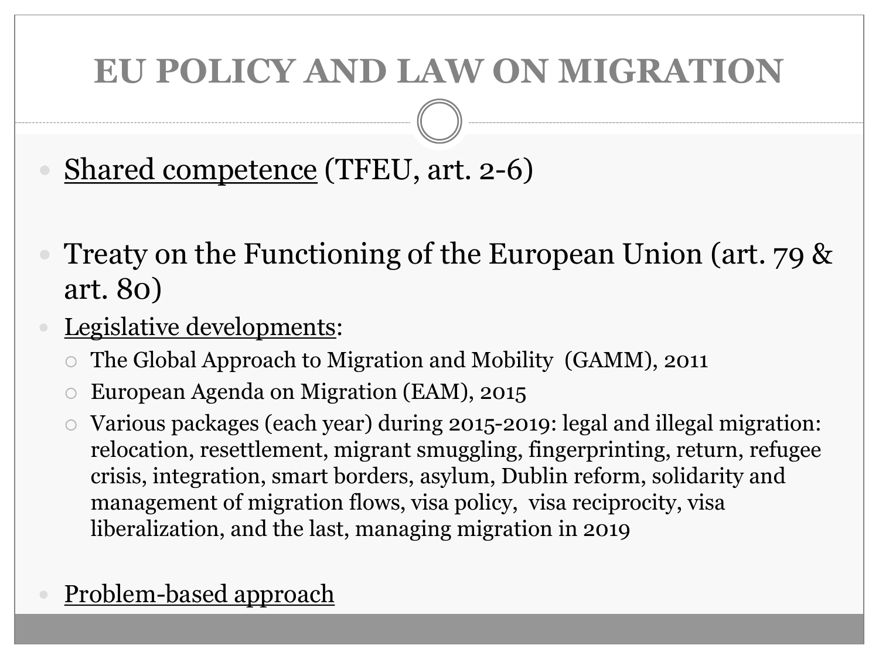# EU POLICY AND LAW ON MIGRATION

- Shared competence (TFEU, art. 2-6)
- Treaty on the Functioning of the European Union (art. 79 & art. 80)
- Legislative developments:
  - The Global Approach to Migration and Mobility (GAMM), 2011
  - European Agenda on Migration (EAM), 2015
  - Various packages (each year) during 2015-2019: legal and illegal migration: relocation, resettlement, migrant smuggling, fingerprinting, return, refugee crisis, integration, smart borders, asylum, Dublin reform, solidarity and management of migration flows, visa policy, visa reciprocity, visa liberalization, and the last, managing migration in 2019
- Problem-based approach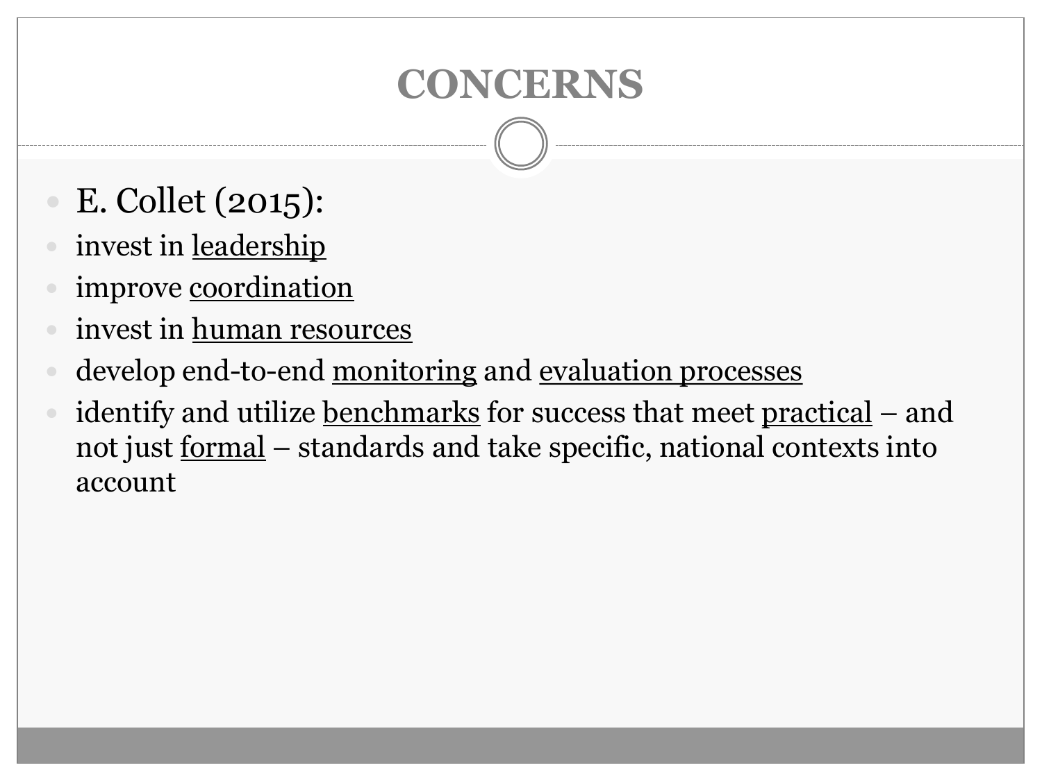# CONCERNS

- E. Collet (2015):
- invest in <u>leadership</u>
- improve <u>coordination</u>
- invest in <u>human resources</u>
- develop end-to-end <u>monitoring</u> and <u>evaluation processes</u>
- identify and utilize <u>benchmarks</u> for success that meet <u>practical</u> – and not just <u>formal</u> – standards and take specific, national contexts into account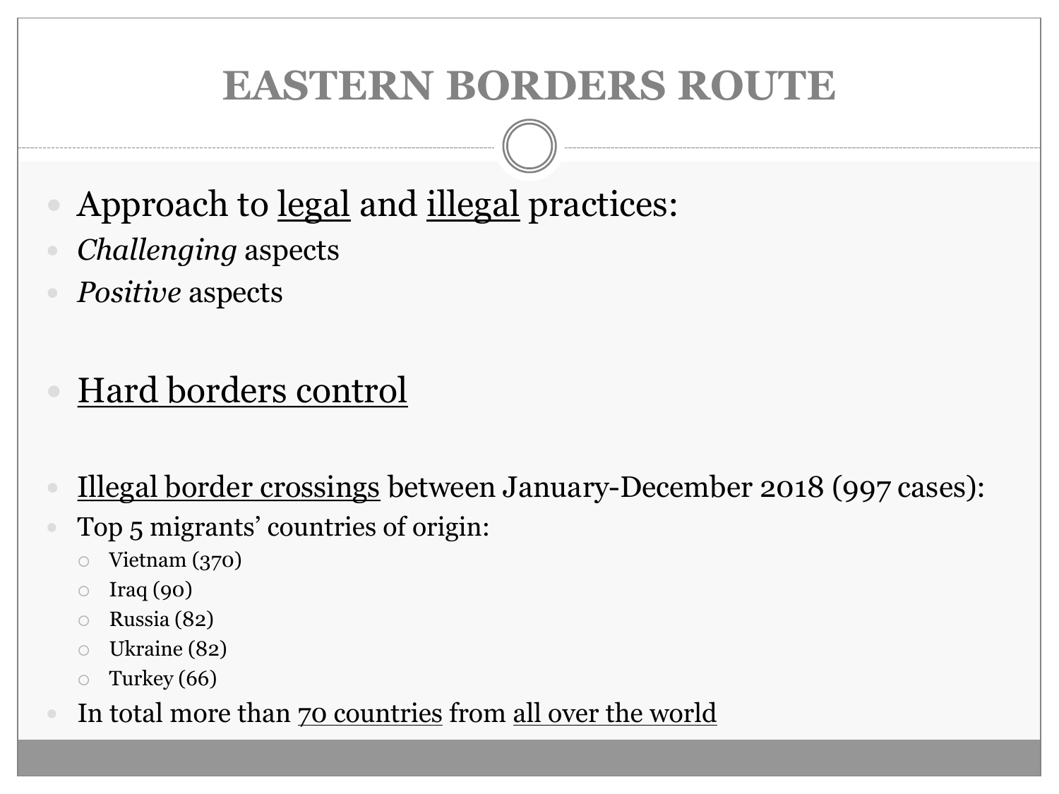# EASTERN BORDERS ROUTE

- Approach to legal and illegal practices:
- *Challenging* aspects
- *Positive* aspects

- Hard borders control

- Illegal border crossings between January-December 2018 (997 cases):
- Top 5 migrants' countries of origin:
  - Vietnam (370)
  - Iraq (90)
  - Russia (82)
  - Ukraine (82)
  - Turkey (66)
- In total more than 70 countries from all over the world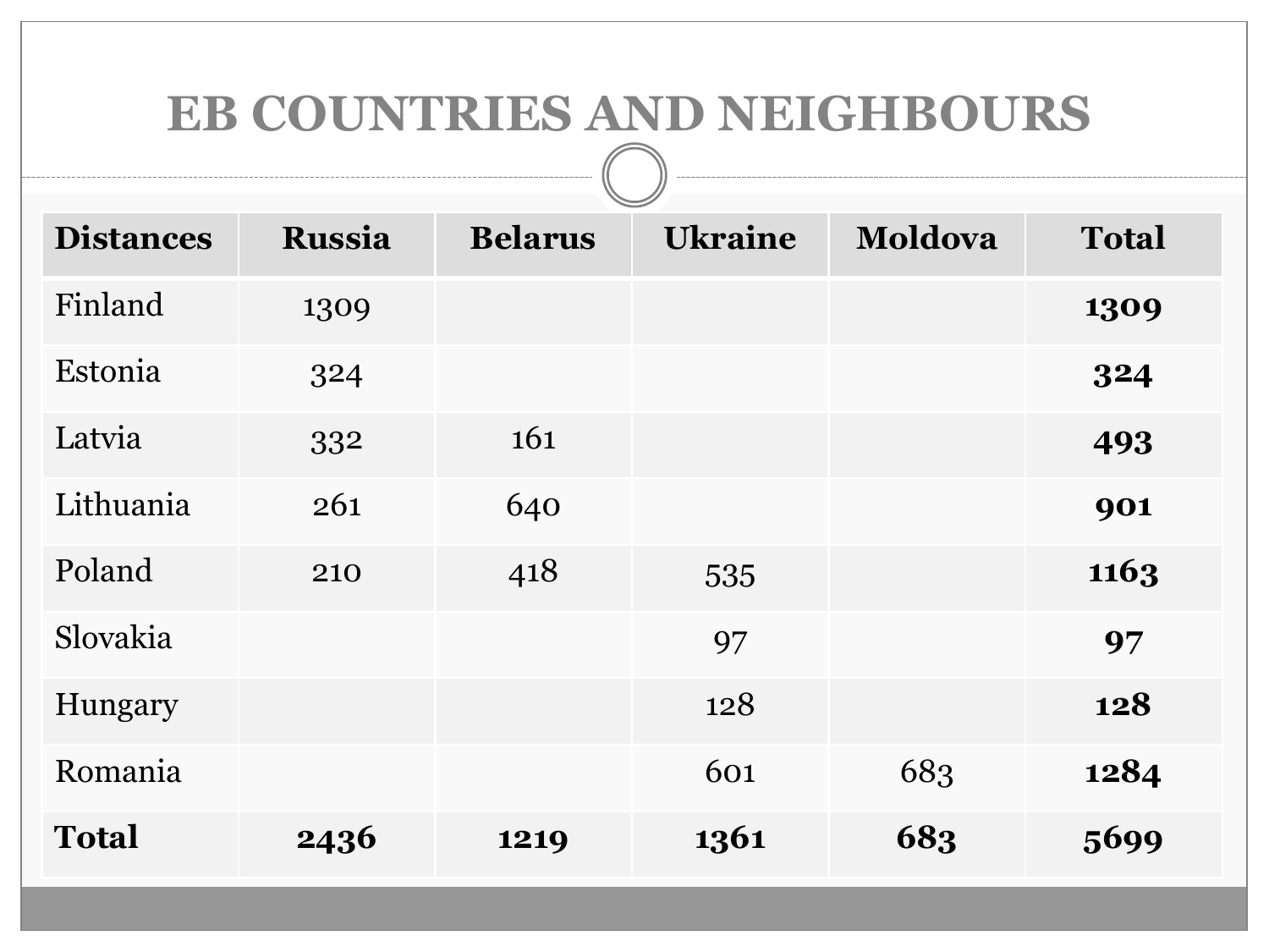# EB COUNTRIES AND NEIGHBOURS

| Distances | Russia | Belarus | Ukraine | Moldova | Total |
|---|---|---|---|---|---|
| Finland | 1309 | | | | **1309** |
| Estonia | 324 | | | | **324** |
| Latvia | 332 | 161 | | | **493** |
| Lithuania | 261 | 640 | | | **901** |
| Poland | 210 | 418 | 535 | | **1163** |
| Slovakia | | | 97 | | **97** |
| Hungary | | | 128 | | **128** |
| Romania | | | 601 | 683 | **1284** |
| **Total** | **2436** | **1219** | **1361** | **683** | **5699** |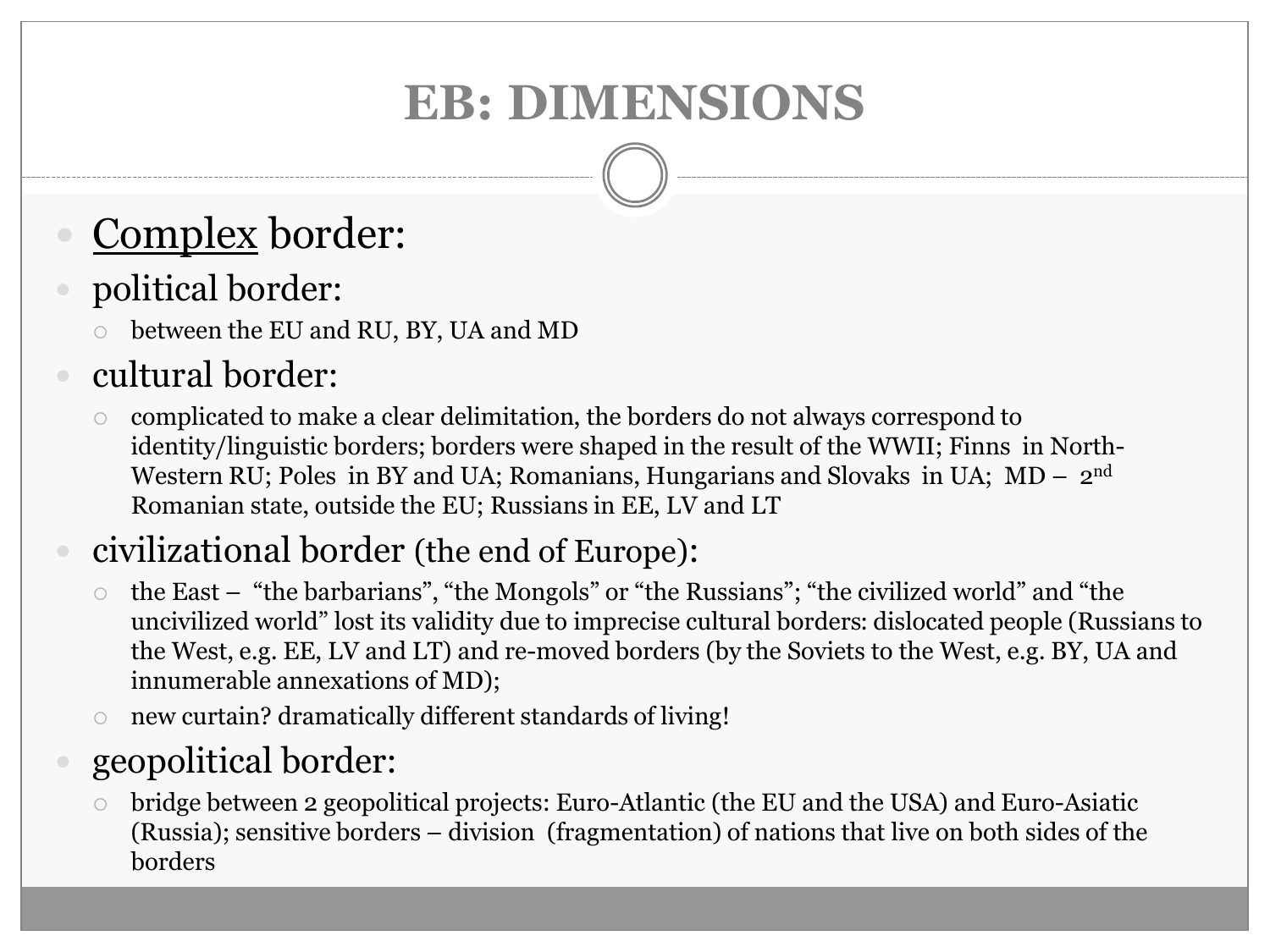# EB: DIMENSIONS

- <u>Complex</u> border:
- political border:
  - between the EU and RU, BY, UA and MD
- cultural border:
  - complicated to make a clear delimitation, the borders do not always correspond to identity/linguistic borders; borders were shaped in the result of the WWII; Finns in North-Western RU; Poles in BY and UA; Romanians, Hungarians and Slovaks in UA; MD – 2nd Romanian state, outside the EU; Russians in EE, LV and LT
- civilizational border (the end of Europe):
  - the East – "the barbarians", "the Mongols" or "the Russians"; "the civilized world" and "the uncivilized world" lost its validity due to imprecise cultural borders: dislocated people (Russians to the West, e.g. EE, LV and LT) and re-moved borders (by the Soviets to the West, e.g. BY, UA and innumerable annexations of MD);
  - new curtain? dramatically different standards of living!
- geopolitical border:
  - bridge between 2 geopolitical projects: Euro-Atlantic (the EU and the USA) and Euro-Asiatic (Russia); sensitive borders – division (fragmentation) of nations that live on both sides of the borders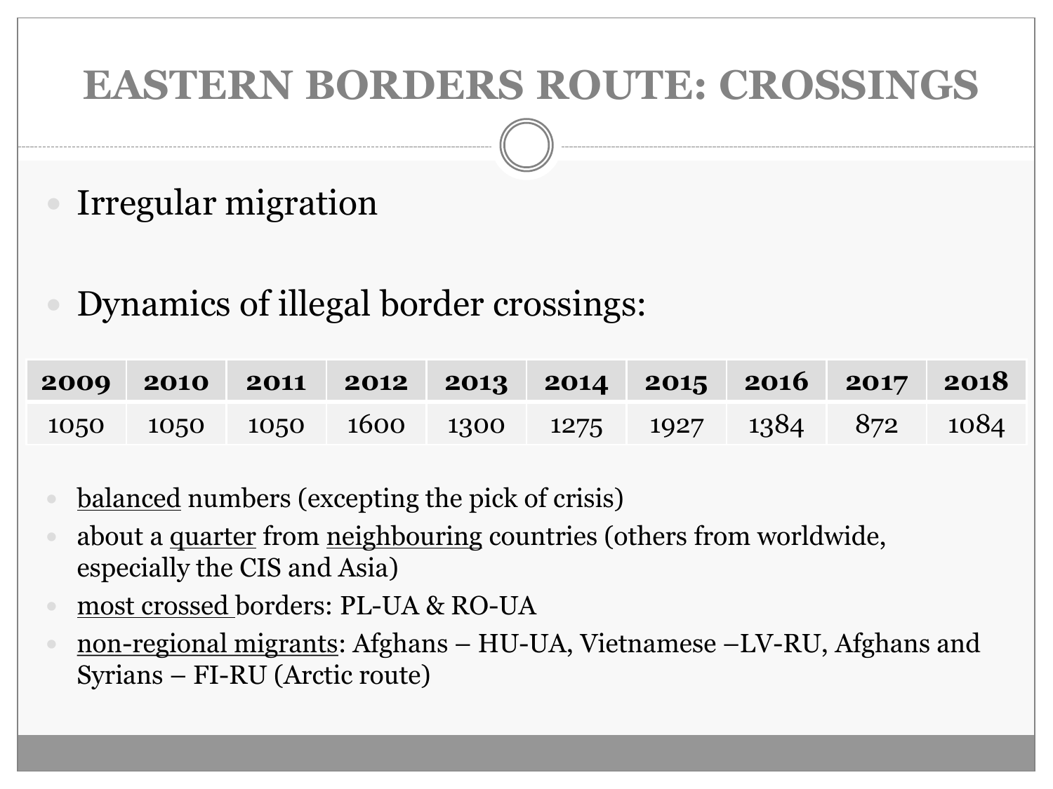# EASTERN BORDERS ROUTE: CROSSINGS

- Irregular migration

- Dynamics of illegal border crossings:

| 2009 | 2010 | 2011 | 2012 | 2013 | 2014 | 2015 | 2016 | 2017 | 2018 |
|---|---|---|---|---|---|---|---|---|---|
| 1050 | 1050 | 1050 | 1600 | 1300 | 1275 | 1927 | 1384 | 872 | 1084 |

- <u>balanced</u> numbers (excepting the pick of crisis)
- about a <u>quarter</u> from <u>neighbouring</u> countries (others from worldwide, especially the CIS and Asia)
- <u>most crossed</u> borders: PL-UA & RO-UA
- <u>non-regional migrants</u>: Afghans – HU-UA, Vietnamese –LV-RU, Afghans and Syrians – FI-RU (Arctic route)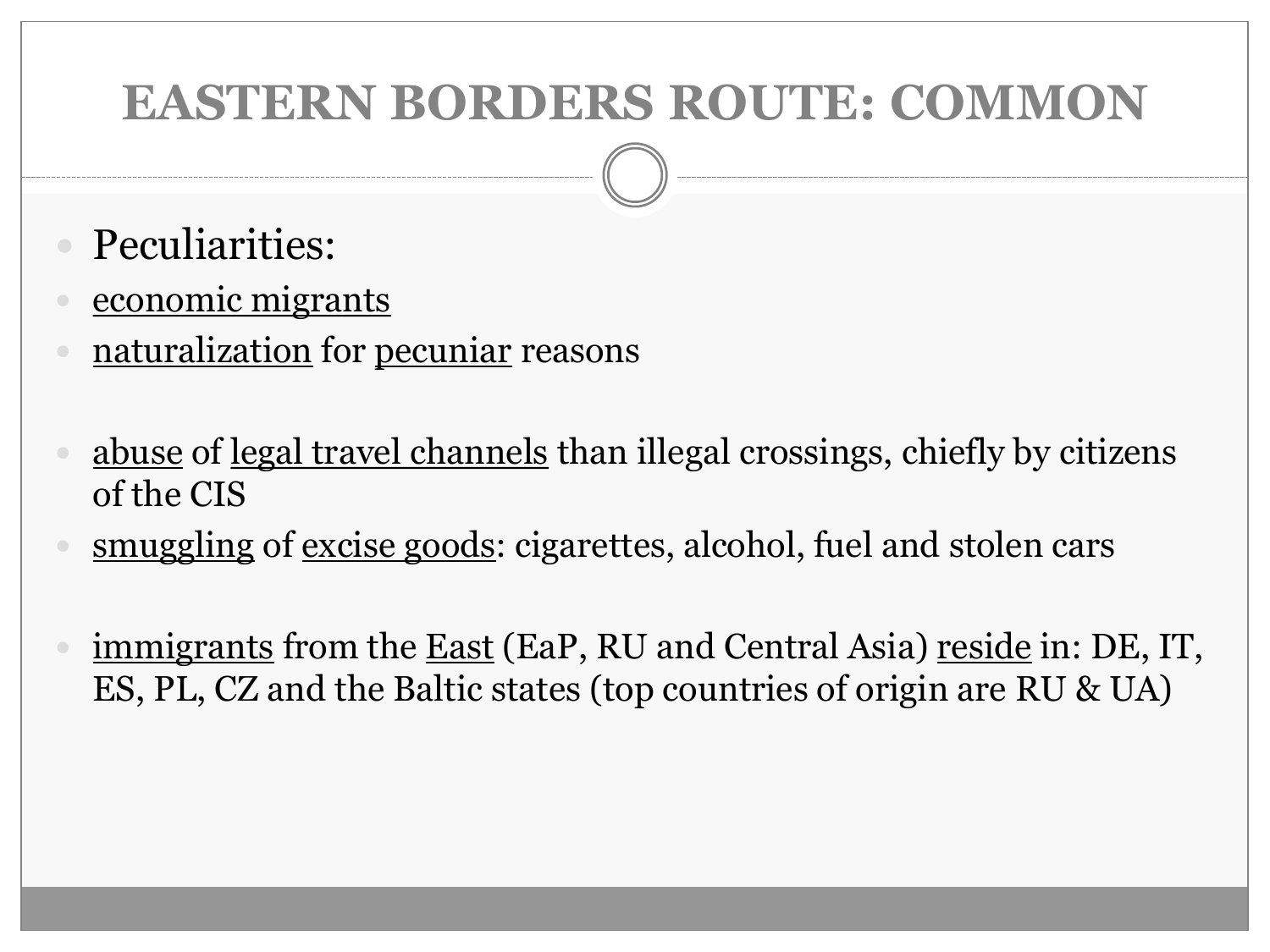# EASTERN BORDERS ROUTE: COMMON

- Peculiarities:
- <u>economic migrants</u>
- <u>naturalization</u> for <u>pecuniar</u> reasons

- <u>abuse</u> of <u>legal travel channels</u> than illegal crossings, chiefly by citizens of the CIS
- <u>smuggling</u> of <u>excise goods</u>: cigarettes, alcohol, fuel and stolen cars

- <u>immigrants</u> from the <u>East</u> (EaP, RU and Central Asia) <u>reside</u> in: DE, IT, ES, PL, CZ and the Baltic states (top countries of origin are RU & UA)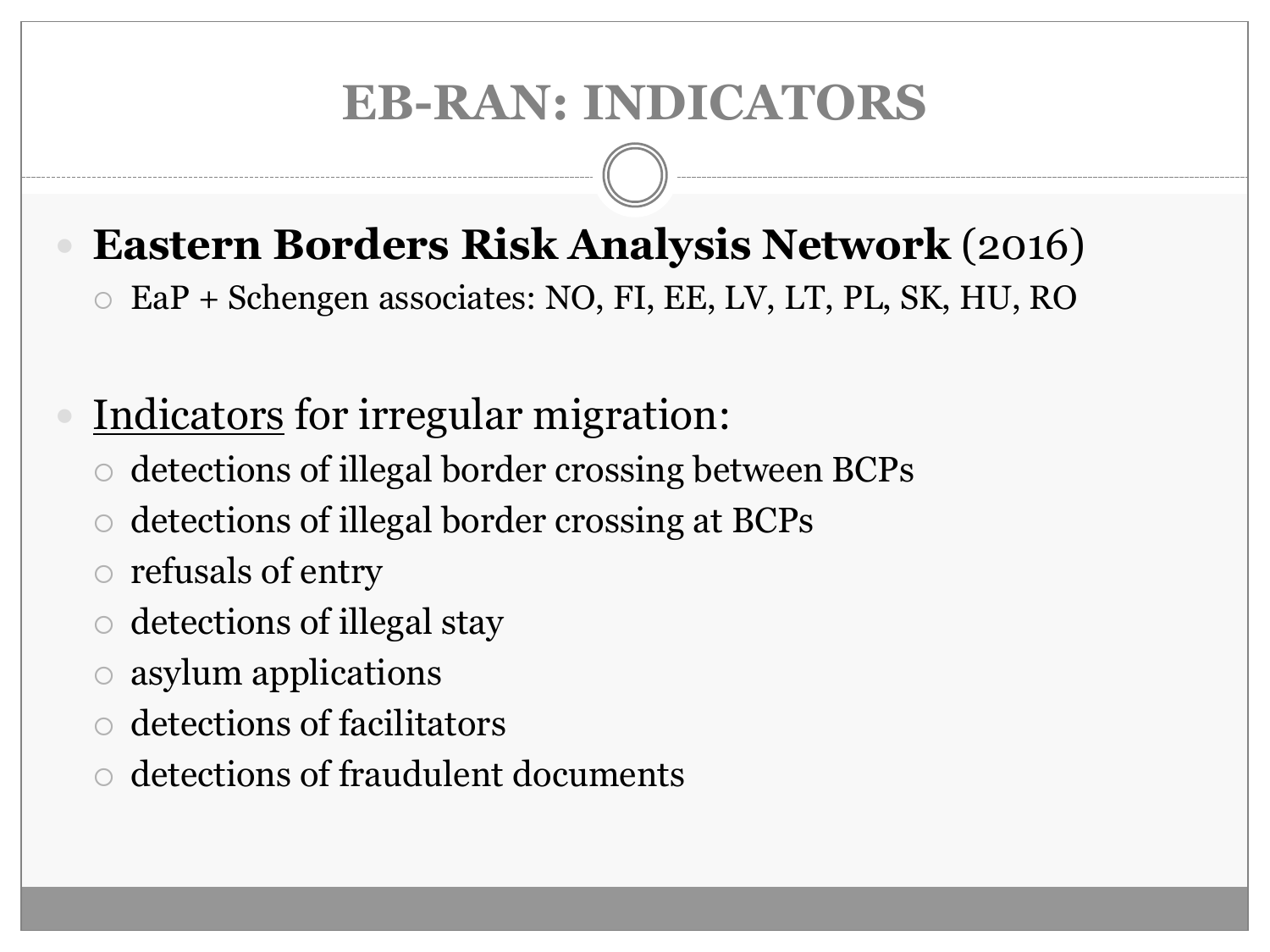# EB-RAN: INDICATORS

- **Eastern Borders Risk Analysis Network** (2016)
  - EaP + Schengen associates: NO, FI, EE, LV, LT, PL, SK, HU, RO

- Indicators for irregular migration:
  - detections of illegal border crossing between BCPs
  - detections of illegal border crossing at BCPs
  - refusals of entry
  - detections of illegal stay
  - asylum applications
  - detections of facilitators
  - detections of fraudulent documents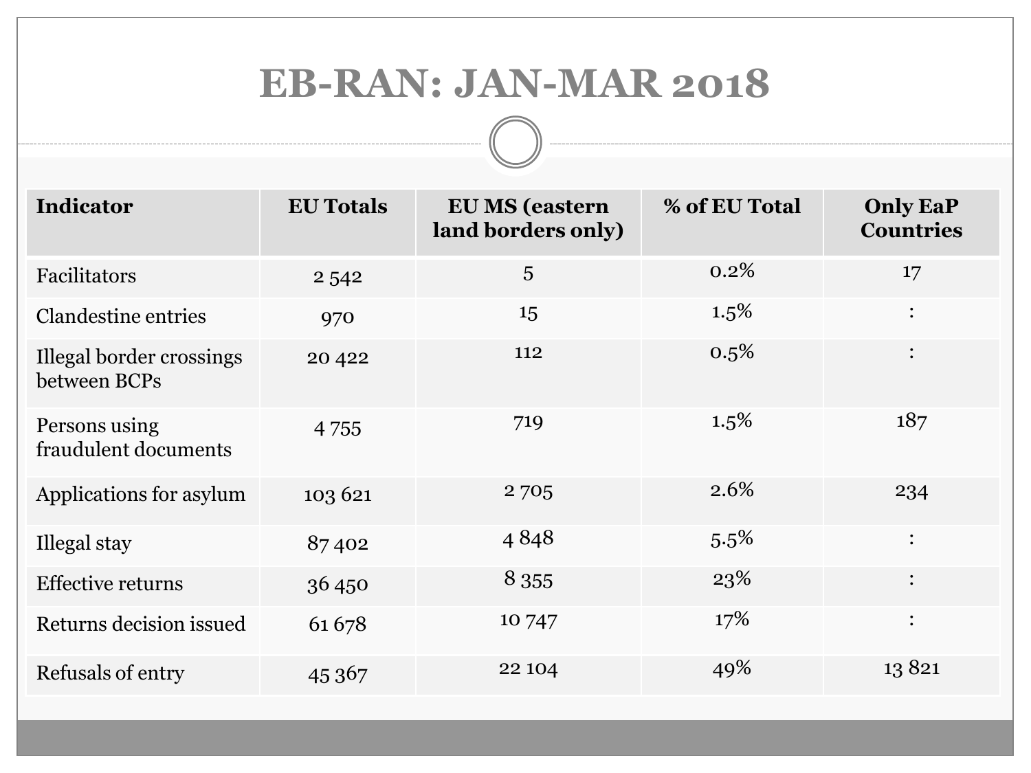# EB-RAN: JAN-MAR 2018

| Indicator | EU Totals | EU MS (eastern land borders only) | % of EU Total | Only EaP Countries |
|---|---|---|---|---|
| Facilitators | 2 542 | 5 | 0.2% | 17 |
| Clandestine entries | 970 | 15 | 1.5% | : |
| Illegal border crossings between BCPs | 20 422 | 112 | 0.5% | : |
| Persons using fraudulent documents | 4 755 | 719 | 1.5% | 187 |
| Applications for asylum | 103 621 | 2 705 | 2.6% | 234 |
| Illegal stay | 87 402 | 4 848 | 5.5% | : |
| Effective returns | 36 450 | 8 355 | 23% | : |
| Returns decision issued | 61 678 | 10 747 | 17% | : |
| Refusals of entry | 45 367 | 22 104 | 49% | 13 821 |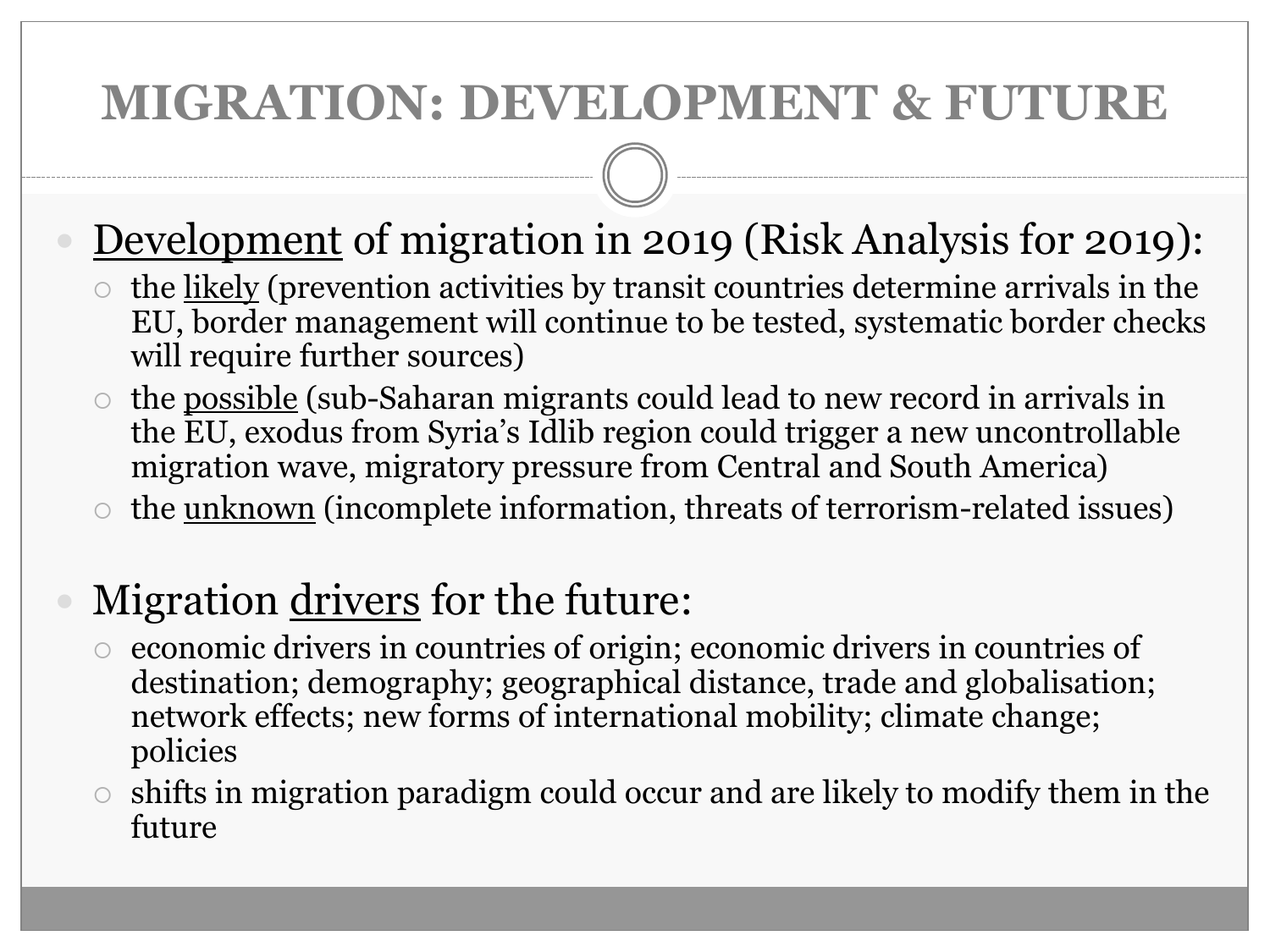# MIGRATION: DEVELOPMENT & FUTURE

- <u>Development</u> of migration in 2019 (Risk Analysis for 2019):
  - the <u>likely</u> (prevention activities by transit countries determine arrivals in the EU, border management will continue to be tested, systematic border checks will require further sources)
  - the <u>possible</u> (sub-Saharan migrants could lead to new record in arrivals in the EU, exodus from Syria's Idlib region could trigger a new uncontrollable migration wave, migratory pressure from Central and South America)
  - the <u>unknown</u> (incomplete information, threats of terrorism-related issues)

- Migration <u>drivers</u> for the future:
  - economic drivers in countries of origin; economic drivers in countries of destination; demography; geographical distance, trade and globalisation; network effects; new forms of international mobility; climate change; policies
  - shifts in migration paradigm could occur and are likely to modify them in the future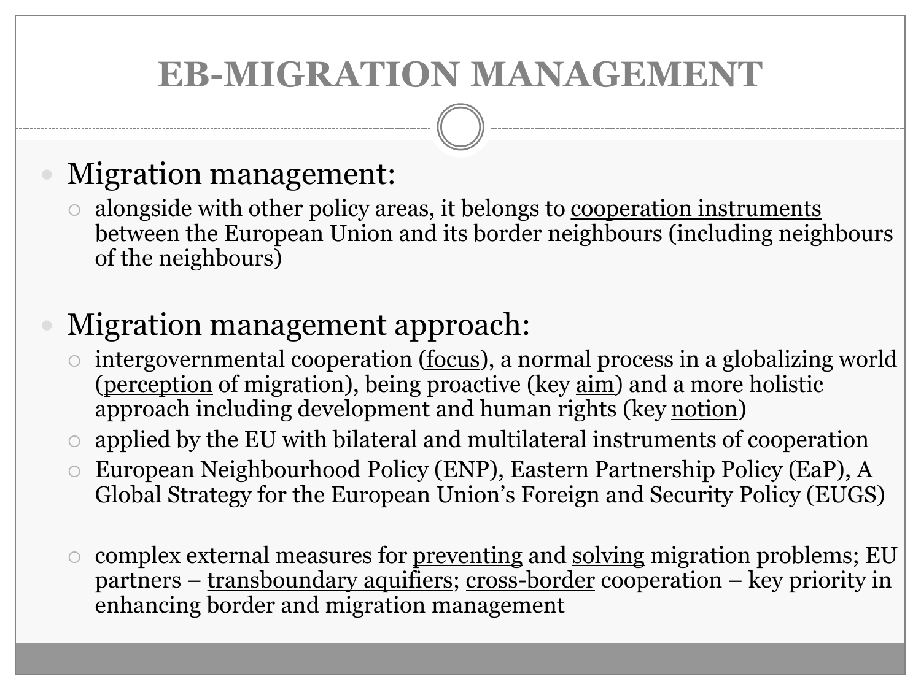# EB-MIGRATION MANAGEMENT

- Migration management:
  - alongside with other policy areas, it belongs to <u>cooperation instruments</u> between the European Union and its border neighbours (including neighbours of the neighbours)

- Migration management approach:
  - intergovernmental cooperation (<u>focus</u>), a normal process in a globalizing world (<u>perception</u> of migration), being proactive (key <u>aim</u>) and a more holistic approach including development and human rights (key <u>notion</u>)
  - <u>applied</u> by the EU with bilateral and multilateral instruments of cooperation
  - European Neighbourhood Policy (ENP), Eastern Partnership Policy (EaP), A Global Strategy for the European Union's Foreign and Security Policy (EUGS)

  - complex external measures for <u>preventing</u> and <u>solving</u> migration problems; EU partners – <u>transboundary aquifiers</u>; <u>cross-border</u> cooperation – key priority in enhancing border and migration management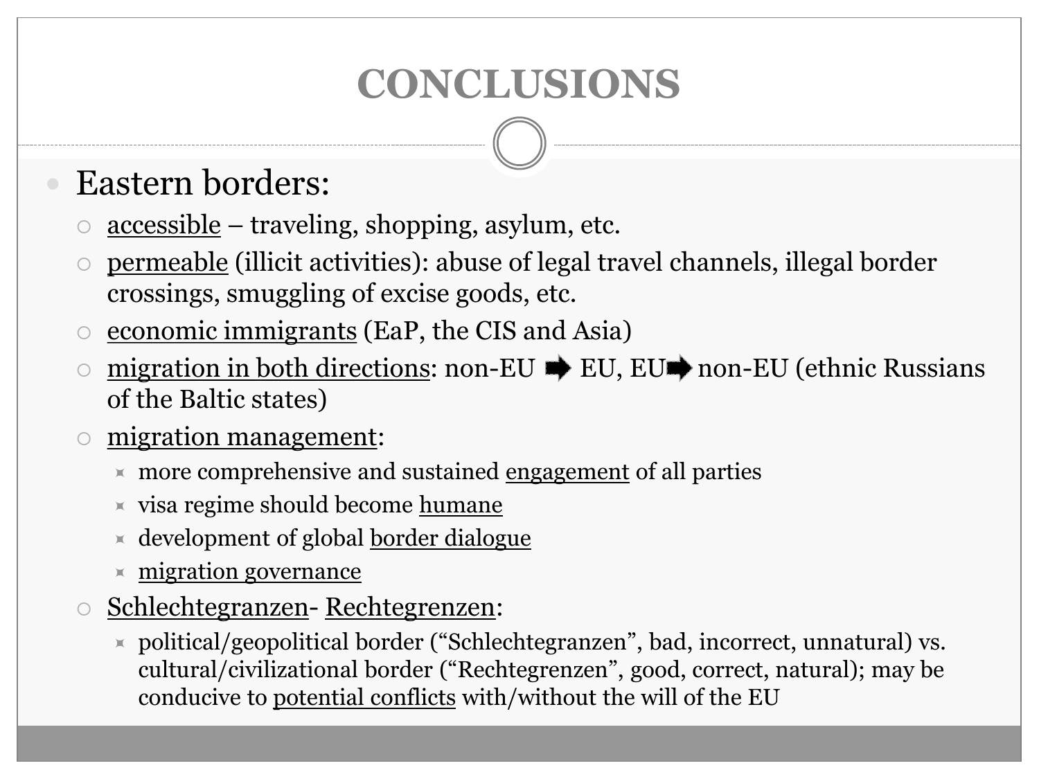# CONCLUSIONS

- Eastern borders:
  - <u>accessible</u> – traveling, shopping, asylum, etc.
  - <u>permeable</u> (illicit activities): abuse of legal travel channels, illegal border crossings, smuggling of excise goods, etc.
  - <u>economic immigrants</u> (EaP, the CIS and Asia)
  - <u>migration in both directions</u>: non-EU ➡ EU, EU➡ non-EU (ethnic Russians of the Baltic states)
  - <u>migration management</u>:
    - more comprehensive and sustained <u>engagement</u> of all parties
    - visa regime should become <u>humane</u>
    - development of global <u>border dialogue</u>
    - <u>migration governance</u>
  - <u>Schlechtegranzen</u>- <u>Rechtegrenzen</u>:
    - political/geopolitical border ("Schlechtegranzen", bad, incorrect, unnatural) vs. cultural/civilizational border ("Rechtegrenzen", good, correct, natural); may be conducive to <u>potential conflicts</u> with/without the will of the EU